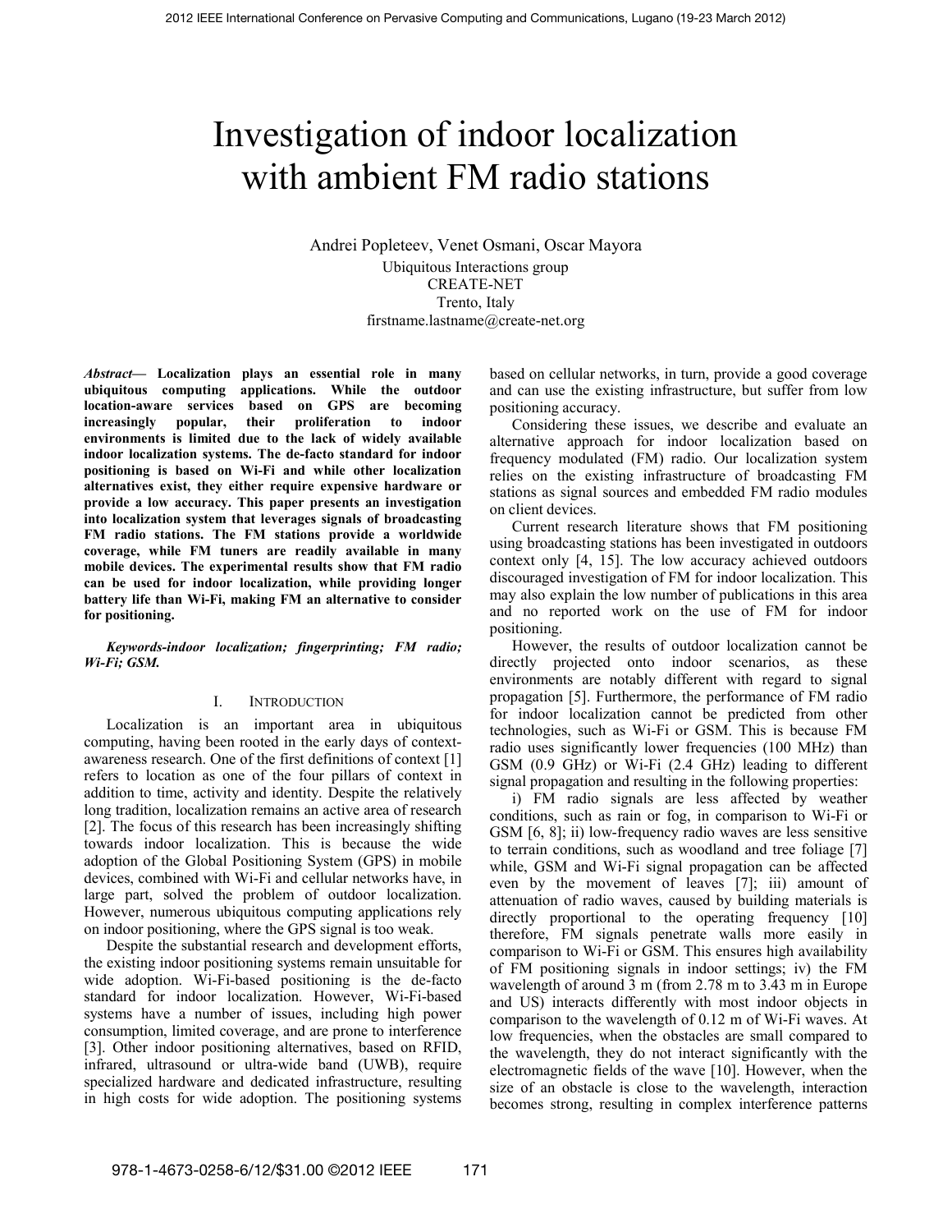# Investigation of indoor localization with ambient FM radio stations

Andrei Popleteev, Venet Osmani, Oscar Mayora
Ubiquitous Interactions group
CREATE-NET
Trento, Italy
firstname.lastname@create-net.org

***Abstract*— Localization plays an essential role in many ubiquitous computing applications. While the outdoor location-aware services based on GPS are becoming increasingly popular, their proliferation to indoor environments is limited due to the lack of widely available indoor localization systems. The de-facto standard for indoor positioning is based on Wi-Fi and while other localization alternatives exist, they either require expensive hardware or provide a low accuracy. This paper presents an investigation into localization system that leverages signals of broadcasting FM radio stations. The FM stations provide a worldwide coverage, while FM tuners are readily available in many mobile devices. The experimental results show that FM radio can be used for indoor localization, while providing longer battery life than Wi-Fi, making FM an alternative to consider for positioning.**

***Keywords-indoor localization; fingerprinting; FM radio; Wi-Fi; GSM.***

## I. Introduction

Localization is an important area in ubiquitous computing, having been rooted in the early days of context-awareness research. One of the first definitions of context [1] refers to location as one of the four pillars of context in addition to time, activity and identity. Despite the relatively long tradition, localization remains an active area of research [2]. The focus of this research has been increasingly shifting towards indoor localization. This is because the wide adoption of the Global Positioning System (GPS) in mobile devices, combined with Wi-Fi and cellular networks have, in large part, solved the problem of outdoor localization. However, numerous ubiquitous computing applications rely on indoor positioning, where the GPS signal is too weak.

Despite the substantial research and development efforts, the existing indoor positioning systems remain unsuitable for wide adoption. Wi-Fi-based positioning is the de-facto standard for indoor localization. However, Wi-Fi-based systems have a number of issues, including high power consumption, limited coverage, and are prone to interference [3]. Other indoor positioning alternatives, based on RFID, infrared, ultrasound or ultra-wide band (UWB), require specialized hardware and dedicated infrastructure, resulting in high costs for wide adoption. The positioning systems based on cellular networks, in turn, provide a good coverage and can use the existing infrastructure, but suffer from low positioning accuracy.

Considering these issues, we describe and evaluate an alternative approach for indoor localization based on frequency modulated (FM) radio. Our localization system relies on the existing infrastructure of broadcasting FM stations as signal sources and embedded FM radio modules on client devices.

Current research literature shows that FM positioning using broadcasting stations has been investigated in outdoors context only [4, 15]. The low accuracy achieved outdoors discouraged investigation of FM for indoor localization. This may also explain the low number of publications in this area and no reported work on the use of FM for indoor positioning.

However, the results of outdoor localization cannot be directly projected onto indoor scenarios, as these environments are notably different with regard to signal propagation [5]. Furthermore, the performance of FM radio for indoor localization cannot be predicted from other technologies, such as Wi-Fi or GSM. This is because FM radio uses significantly lower frequencies (100 MHz) than GSM (0.9 GHz) or Wi-Fi (2.4 GHz) leading to different signal propagation and resulting in the following properties:

i) FM radio signals are less affected by weather conditions, such as rain or fog, in comparison to Wi-Fi or GSM [6, 8]; ii) low-frequency radio waves are less sensitive to terrain conditions, such as woodland and tree foliage [7] while, GSM and Wi-Fi signal propagation can be affected even by the movement of leaves [7]; iii) amount of attenuation of radio waves, caused by building materials is directly proportional to the operating frequency [10] therefore, FM signals penetrate walls more easily in comparison to Wi-Fi or GSM. This ensures high availability of FM positioning signals in indoor settings; iv) the FM wavelength of around 3 m (from 2.78 m to 3.43 m in Europe and US) interacts differently with most indoor objects in comparison to the wavelength of 0.12 m of Wi-Fi waves. At low frequencies, when the obstacles are small compared to the wavelength, they do not interact significantly with the electromagnetic fields of the wave [10]. However, when the size of an obstacle is close to the wavelength, interaction becomes strong, resulting in complex interference patterns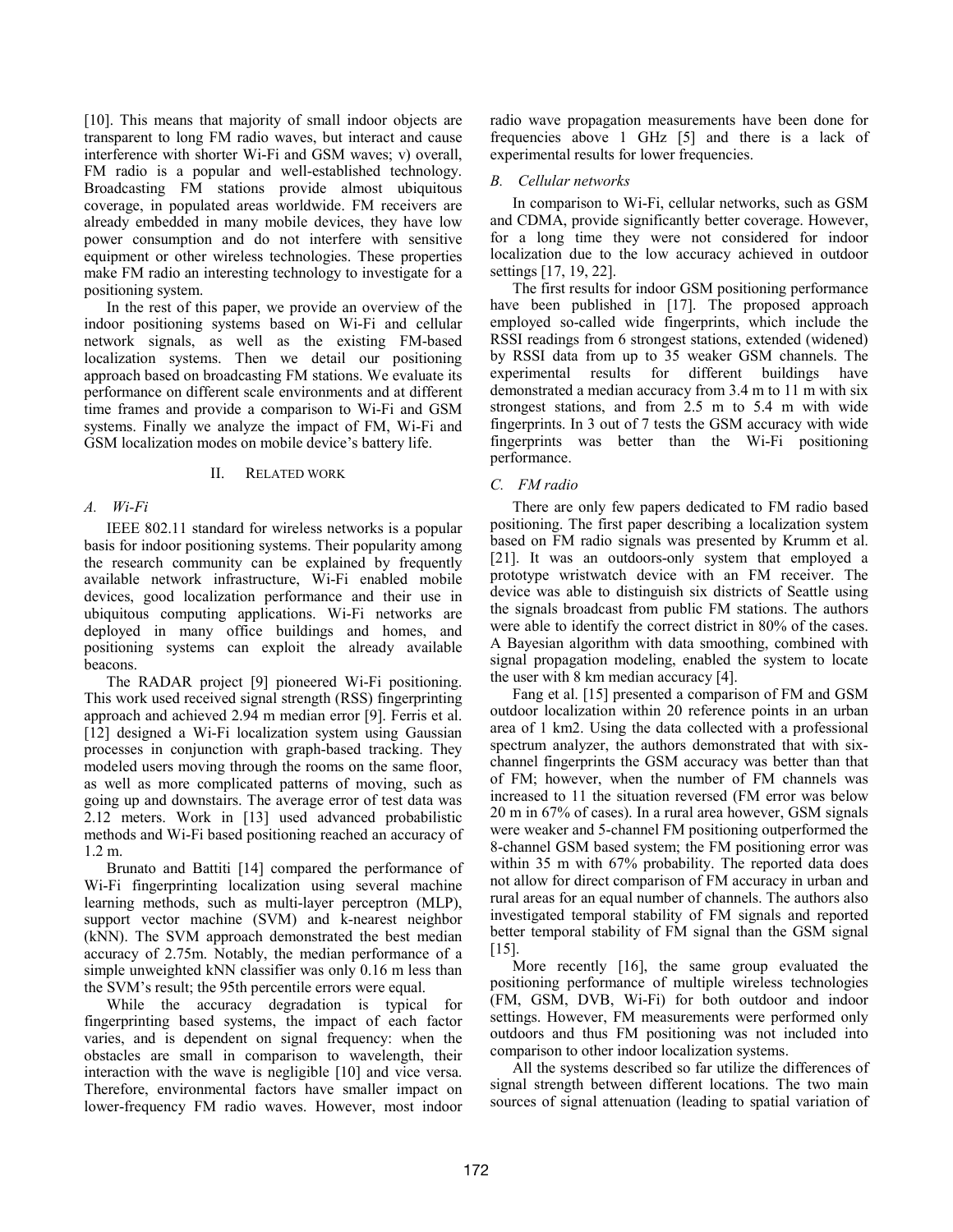[10]. This means that majority of small indoor objects are transparent to long FM radio waves, but interact and cause interference with shorter Wi-Fi and GSM waves; v) overall, FM radio is a popular and well-established technology. Broadcasting FM stations provide almost ubiquitous coverage, in populated areas worldwide. FM receivers are already embedded in many mobile devices, they have low power consumption and do not interfere with sensitive equipment or other wireless technologies. These properties make FM radio an interesting technology to investigate for a positioning system.

In the rest of this paper, we provide an overview of the indoor positioning systems based on Wi-Fi and cellular network signals, as well as the existing FM-based localization systems. Then we detail our positioning approach based on broadcasting FM stations. We evaluate its performance on different scale environments and at different time frames and provide a comparison to Wi-Fi and GSM systems. Finally we analyze the impact of FM, Wi-Fi and GSM localization modes on mobile device's battery life.

## II. Related work

### A. Wi-Fi

IEEE 802.11 standard for wireless networks is a popular basis for indoor positioning systems. Their popularity among the research community can be explained by frequently available network infrastructure, Wi-Fi enabled mobile devices, good localization performance and their use in ubiquitous computing applications. Wi-Fi networks are deployed in many office buildings and homes, and positioning systems can exploit the already available beacons.

The RADAR project [9] pioneered Wi-Fi positioning. This work used received signal strength (RSS) fingerprinting approach and achieved 2.94 m median error [9]. Ferris et al. [12] designed a Wi-Fi localization system using Gaussian processes in conjunction with graph-based tracking. They modeled users moving through the rooms on the same floor, as well as more complicated patterns of moving, such as going up and downstairs. The average error of test data was 2.12 meters. Work in [13] used advanced probabilistic methods and Wi-Fi based positioning reached an accuracy of 1.2 m.

Brunato and Battiti [14] compared the performance of Wi-Fi fingerprinting localization using several machine learning methods, such as multi-layer perceptron (MLP), support vector machine (SVM) and k-nearest neighbor (kNN). The SVM approach demonstrated the best median accuracy of 2.75m. Notably, the median performance of a simple unweighted kNN classifier was only 0.16 m less than the SVM's result; the 95th percentile errors were equal.

While the accuracy degradation is typical for fingerprinting based systems, the impact of each factor varies, and is dependent on signal frequency: when the obstacles are small in comparison to wavelength, their interaction with the wave is negligible [10] and vice versa. Therefore, environmental factors have smaller impact on lower-frequency FM radio waves. However, most indoor radio wave propagation measurements have been done for frequencies above 1 GHz [5] and there is a lack of experimental results for lower frequencies.

### B. Cellular networks

In comparison to Wi-Fi, cellular networks, such as GSM and CDMA, provide significantly better coverage. However, for a long time they were not considered for indoor localization due to the low accuracy achieved in outdoor settings [17, 19, 22].

The first results for indoor GSM positioning performance have been published in [17]. The proposed approach employed so-called wide fingerprints, which include the RSSI readings from 6 strongest stations, extended (widened) by RSSI data from up to 35 weaker GSM channels. The experimental results for different buildings have demonstrated a median accuracy from 3.4 m to 11 m with six strongest stations, and from 2.5 m to 5.4 m with wide fingerprints. In 3 out of 7 tests the GSM accuracy with wide fingerprints was better than the Wi-Fi positioning performance.

### C. FM radio

There are only few papers dedicated to FM radio based positioning. The first paper describing a localization system based on FM radio signals was presented by Krumm et al. [21]. It was an outdoors-only system that employed a prototype wristwatch device with an FM receiver. The device was able to distinguish six districts of Seattle using the signals broadcast from public FM stations. The authors were able to identify the correct district in 80% of the cases. A Bayesian algorithm with data smoothing, combined with signal propagation modeling, enabled the system to locate the user with 8 km median accuracy [4].

Fang et al. [15] presented a comparison of FM and GSM outdoor localization within 20 reference points in an urban area of 1 km2. Using the data collected with a professional spectrum analyzer, the authors demonstrated that with six-channel fingerprints the GSM accuracy was better than that of FM; however, when the number of FM channels was increased to 11 the situation reversed (FM error was below 20 m in 67% of cases). In a rural area however, GSM signals were weaker and 5-channel FM positioning outperformed the 8-channel GSM based system; the FM positioning error was within 35 m with 67% probability. The reported data does not allow for direct comparison of FM accuracy in urban and rural areas for an equal number of channels. The authors also investigated temporal stability of FM signals and reported better temporal stability of FM signal than the GSM signal [15].

More recently [16], the same group evaluated the positioning performance of multiple wireless technologies (FM, GSM, DVB, Wi-Fi) for both outdoor and indoor settings. However, FM measurements were performed only outdoors and thus FM positioning was not included into comparison to other indoor localization systems.

All the systems described so far utilize the differences of signal strength between different locations. The two main sources of signal attenuation (leading to spatial variation of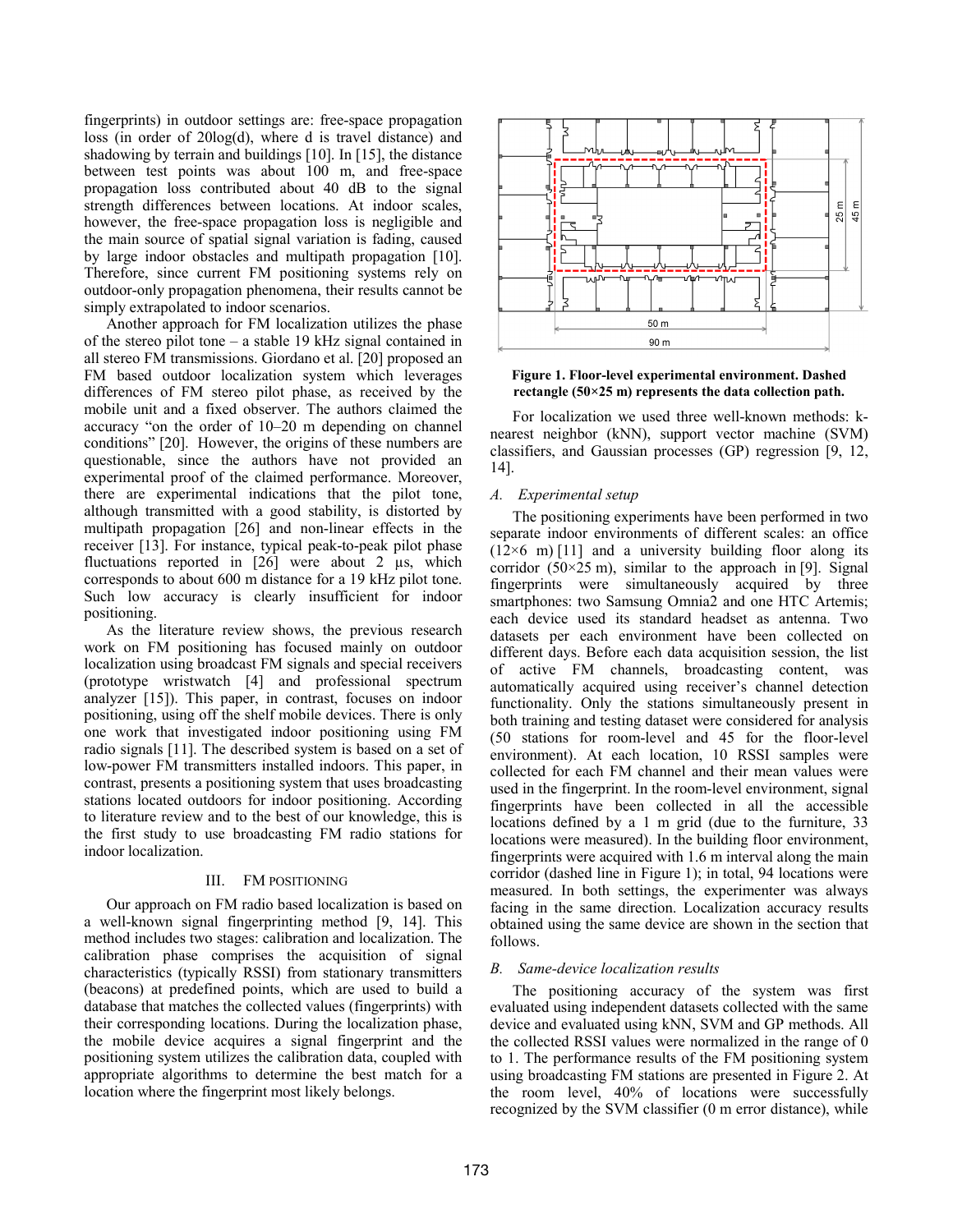fingerprints) in outdoor settings are: free-space propagation loss (in order of 20log(d), where d is travel distance) and shadowing by terrain and buildings [10]. In [15], the distance between test points was about 100 m, and free-space propagation loss contributed about 40 dB to the signal strength differences between locations. At indoor scales, however, the free-space propagation loss is negligible and the main source of spatial signal variation is fading, caused by large indoor obstacles and multipath propagation [10]. Therefore, since current FM positioning systems rely on outdoor-only propagation phenomena, their results cannot be simply extrapolated to indoor scenarios.

Another approach for FM localization utilizes the phase of the stereo pilot tone – a stable 19 kHz signal contained in all stereo FM transmissions. Giordano et al. [20] proposed an FM based outdoor localization system which leverages differences of FM stereo pilot phase, as received by the mobile unit and a fixed observer. The authors claimed the accuracy "on the order of 10–20 m depending on channel conditions" [20]. However, the origins of these numbers are questionable, since the authors have not provided an experimental proof of the claimed performance. Moreover, there are experimental indications that the pilot tone, although transmitted with a good stability, is distorted by multipath propagation [26] and non-linear effects in the receiver [13]. For instance, typical peak-to-peak pilot phase fluctuations reported in [26] were about 2 µs, which corresponds to about 600 m distance for a 19 kHz pilot tone. Such low accuracy is clearly insufficient for indoor positioning.

As the literature review shows, the previous research work on FM positioning has focused mainly on outdoor localization using broadcast FM signals and special receivers (prototype wristwatch [4] and professional spectrum analyzer [15]). This paper, in contrast, focuses on indoor positioning, using off the shelf mobile devices. There is only one work that investigated indoor positioning using FM radio signals [11]. The described system is based on a set of low-power FM transmitters installed indoors. This paper, in contrast, presents a positioning system that uses broadcasting stations located outdoors for indoor positioning. According to literature review and to the best of our knowledge, this is the first study to use broadcasting FM radio stations for indoor localization.

## III. FM POSITIONING

Our approach on FM radio based localization is based on a well-known signal fingerprinting method [9, 14]. This method includes two stages: calibration and localization. The calibration phase comprises the acquisition of signal characteristics (typically RSSI) from stationary transmitters (beacons) at predefined points, which are used to build a database that matches the collected values (fingerprints) with their corresponding locations. During the localization phase, the mobile device acquires a signal fingerprint and the positioning system utilizes the calibration data, coupled with appropriate algorithms to determine the best match for a location where the fingerprint most likely belongs.

**Figure 1. Floor-level experimental environment. Dashed rectangle (50×25 m) represents the data collection path.**

For localization we used three well-known methods: k-nearest neighbor (kNN), support vector machine (SVM) classifiers, and Gaussian processes (GP) regression [9, 12, 14].

### A. *Experimental setup*

The positioning experiments have been performed in two separate indoor environments of different scales: an office (12×6 m) [11] and a university building floor along its corridor (50×25 m), similar to the approach in [9]. Signal fingerprints were simultaneously acquired by three smartphones: two Samsung Omnia2 and one HTC Artemis; each device used its standard headset as antenna. Two datasets per each environment have been collected on different days. Before each data acquisition session, the list of active FM channels, broadcasting content, was automatically acquired using receiver's channel detection functionality. Only the stations simultaneously present in both training and testing dataset were considered for analysis (50 stations for room-level and 45 for the floor-level environment). At each location, 10 RSSI samples were collected for each FM channel and their mean values were used in the fingerprint. In the room-level environment, signal fingerprints have been collected in all the accessible locations defined by a 1 m grid (due to the furniture, 33 locations were measured). In the building floor environment, fingerprints were acquired with 1.6 m interval along the main corridor (dashed line in Figure 1); in total, 94 locations were measured. In both settings, the experimenter was always facing in the same direction. Localization accuracy results obtained using the same device are shown in the section that follows.

### B. *Same-device localization results*

The positioning accuracy of the system was first evaluated using independent datasets collected with the same device and evaluated using kNN, SVM and GP methods. All the collected RSSI values were normalized in the range of 0 to 1. The performance results of the FM positioning system using broadcasting FM stations are presented in Figure 2. At the room level, 40% of locations were successfully recognized by the SVM classifier (0 m error distance), while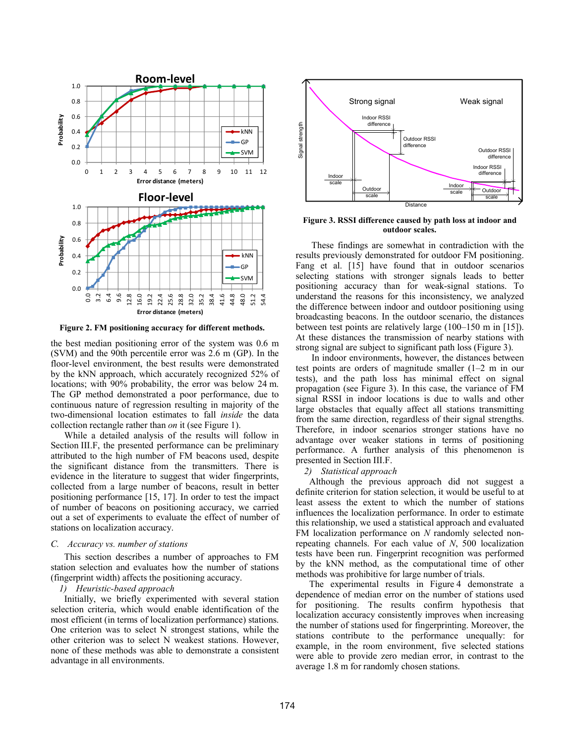Figure 2. FM positioning accuracy for different methods.

the best median positioning error of the system was 0.6 m (SVM) and the 90th percentile error was 2.6 m (GP). In the floor-level environment, the best results were demonstrated by the kNN approach, which accurately recognized 52% of locations; with 90% probability, the error was below 24 m. The GP method demonstrated a poor performance, due to continuous nature of regression resulting in majority of the two-dimensional location estimates to fall *inside* the data collection rectangle rather than *on* it (see Figure 1).

While a detailed analysis of the results will follow in Section III.F, the presented performance can be preliminary attributed to the high number of FM beacons used, despite the significant distance from the transmitters. There is evidence in the literature to suggest that wider fingerprints, collected from a large number of beacons, result in better positioning performance [15, 17]. In order to test the impact of number of beacons on positioning accuracy, we carried out a set of experiments to evaluate the effect of number of stations on localization accuracy.

### C. *Accuracy vs. number of stations*

This section describes a number of approaches to FM station selection and evaluates how the number of stations (fingerprint width) affects the positioning accuracy.

#### 1) *Heuristic-based approach*

Initially, we briefly experimented with several station selection criteria, which would enable identification of the most efficient (in terms of localization performance) stations. One criterion was to select N strongest stations, while the other criterion was to select N weakest stations. However, none of these methods was able to demonstrate a consistent advantage in all environments.

Figure 3. RSSI difference caused by path loss at indoor and outdoor scales.

These findings are somewhat in contradiction with the results previously demonstrated for outdoor FM positioning. Fang et al. [15] have found that in outdoor scenarios selecting stations with stronger signals leads to better positioning accuracy than for weak-signal stations. To understand the reasons for this inconsistency, we analyzed the difference between indoor and outdoor positioning using broadcasting beacons. In the outdoor scenario, the distances between test points are relatively large (100–150 m in [15]). At these distances the transmission of nearby stations with strong signal are subject to significant path loss (Figure 3).

In indoor environments, however, the distances between test points are orders of magnitude smaller (1–2 m in our tests), and the path loss has minimal effect on signal propagation (see Figure 3). In this case, the variance of FM signal RSSI in indoor locations is due to walls and other large obstacles that equally affect all stations transmitting from the same direction, regardless of their signal strengths. Therefore, in indoor scenarios stronger stations have no advantage over weaker stations in terms of positioning performance. A further analysis of this phenomenon is presented in Section III.F.

#### 2) *Statistical approach*

Although the previous approach did not suggest a definite criterion for station selection, it would be useful to at least assess the extent to which the number of stations influences the localization performance. In order to estimate this relationship, we used a statistical approach and evaluated FM localization performance on *N* randomly selected non-repeating channels. For each value of *N*, 500 localization tests have been run. Fingerprint recognition was performed by the kNN method, as the computational time of other methods was prohibitive for large number of trials.

The experimental results in Figure 4 demonstrate a dependence of median error on the number of stations used for positioning. The results confirm hypothesis that localization accuracy consistently improves when increasing the number of stations used for fingerprinting. Moreover, the stations contribute to the performance unequally: for example, in the room environment, five selected stations were able to provide zero median error, in contrast to the average 1.8 m for randomly chosen stations.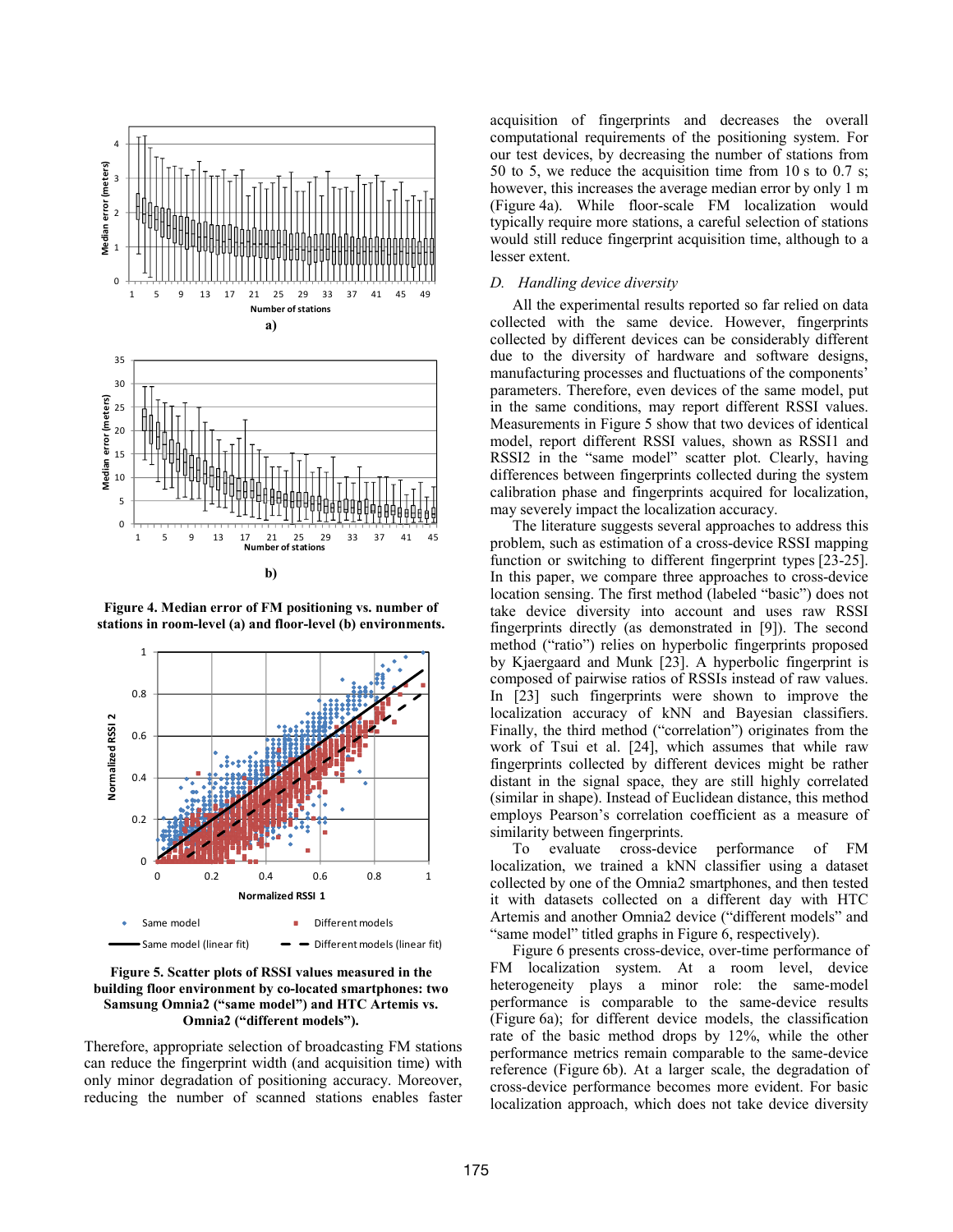Figure 4. Median error of FM positioning vs. number of stations in room-level (a) and floor-level (b) environments.

Figure 5. Scatter plots of RSSI values measured in the building floor environment by co-located smartphones: two Samsung Omnia2 ("same model") and HTC Artemis vs. Omnia2 ("different models").

Therefore, appropriate selection of broadcasting FM stations can reduce the fingerprint width (and acquisition time) with only minor degradation of positioning accuracy. Moreover, reducing the number of scanned stations enables faster acquisition of fingerprints and decreases the overall computational requirements of the positioning system. For our test devices, by decreasing the number of stations from 50 to 5, we reduce the acquisition time from 10 s to 0.7 s; however, this increases the average median error by only 1 m (Figure 4a). While floor-scale FM localization would typically require more stations, a careful selection of stations would still reduce fingerprint acquisition time, although to a lesser extent.

### *D. Handling device diversity*

All the experimental results reported so far relied on data collected with the same device. However, fingerprints collected by different devices can be considerably different due to the diversity of hardware and software designs, manufacturing processes and fluctuations of the components' parameters. Therefore, even devices of the same model, put in the same conditions, may report different RSSI values. Measurements in Figure 5 show that two devices of identical model, report different RSSI values, shown as RSSI1 and RSSI2 in the "same model" scatter plot. Clearly, having differences between fingerprints collected during the system calibration phase and fingerprints acquired for localization, may severely impact the localization accuracy.

The literature suggests several approaches to address this problem, such as estimation of a cross-device RSSI mapping function or switching to different fingerprint types [23-25]. In this paper, we compare three approaches to cross-device location sensing. The first method (labeled "basic") does not take device diversity into account and uses raw RSSI fingerprints directly (as demonstrated in [9]). The second method ("ratio") relies on hyperbolic fingerprints proposed by Kjaergaard and Munk [23]. A hyperbolic fingerprint is composed of pairwise ratios of RSSIs instead of raw values. In [23] such fingerprints were shown to improve the localization accuracy of kNN and Bayesian classifiers. Finally, the third method ("correlation") originates from the work of Tsui et al. [24], which assumes that while raw fingerprints collected by different devices might be rather distant in the signal space, they are still highly correlated (similar in shape). Instead of Euclidean distance, this method employs Pearson's correlation coefficient as a measure of similarity between fingerprints.

To evaluate cross-device performance of FM localization, we trained a kNN classifier using a dataset collected by one of the Omnia2 smartphones, and then tested it with datasets collected on a different day with HTC Artemis and another Omnia2 device ("different models" and "same model" titled graphs in Figure 6, respectively).

Figure 6 presents cross-device, over-time performance of FM localization system. At a room level, device heterogeneity plays a minor role: the same-model performance is comparable to the same-device results (Figure 6a); for different device models, the classification rate of the basic method drops by 12%, while the other performance metrics remain comparable to the same-device reference (Figure 6b). At a larger scale, the degradation of cross-device performance becomes more evident. For basic localization approach, which does not take device diversity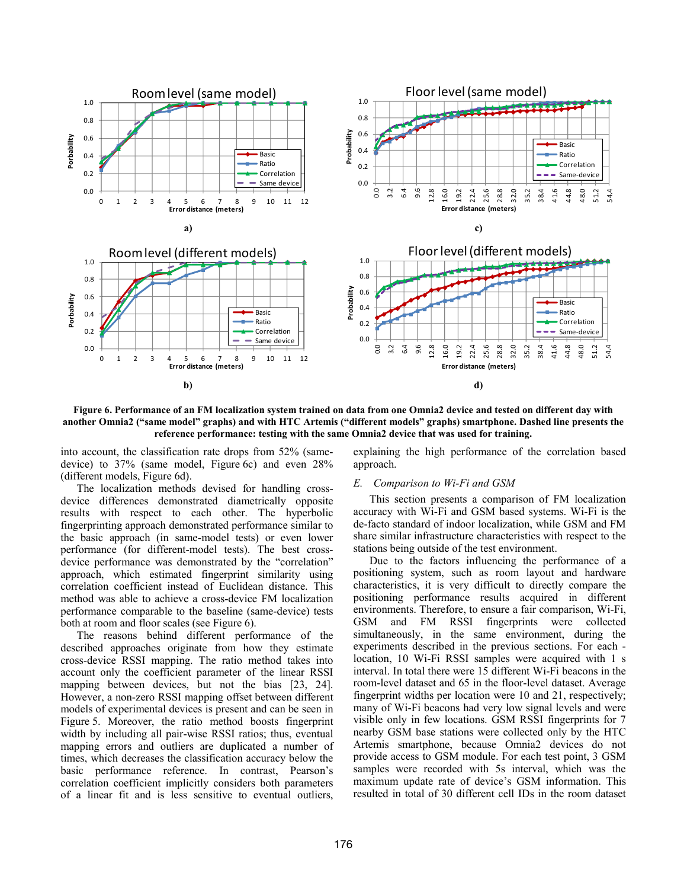Figure 6. Performance of an FM localization system trained on data from one Omnia2 device and tested on different day with another Omnia2 ("same model" graphs) and with HTC Artemis ("different models" graphs) smartphone. Dashed line presents the reference performance: testing with the same Omnia2 device that was used for training.

into account, the classification rate drops from 52% (same-device) to 37% (same model, Figure 6c) and even 28% (different models, Figure 6d).

The localization methods devised for handling cross-device differences demonstrated diametrically opposite results with respect to each other. The hyperbolic fingerprinting approach demonstrated performance similar to the basic approach (in same-model tests) or even lower performance (for different-model tests). The best cross-device performance was demonstrated by the "correlation" approach, which estimated fingerprint similarity using correlation coefficient instead of Euclidean distance. This method was able to achieve a cross-device FM localization performance comparable to the baseline (same-device) tests both at room and floor scales (see Figure 6).

The reasons behind different performance of the described approaches originate from how they estimate cross-device RSSI mapping. The ratio method takes into account only the coefficient parameter of the linear RSSI mapping between devices, but not the bias [23, 24]. However, a non-zero RSSI mapping offset between different models of experimental devices is present and can be seen in Figure 5. Moreover, the ratio method boosts fingerprint width by including all pair-wise RSSI ratios; thus, eventual mapping errors and outliers are duplicated a number of times, which decreases the classification accuracy below the basic performance reference. In contrast, Pearson's correlation coefficient implicitly considers both parameters of a linear fit and is less sensitive to eventual outliers, explaining the high performance of the correlation based approach.

## *E. Comparison to Wi-Fi and GSM*

This section presents a comparison of FM localization accuracy with Wi-Fi and GSM based systems. Wi-Fi is the de-facto standard of indoor localization, while GSM and FM share similar infrastructure characteristics with respect to the stations being outside of the test environment.

Due to the factors influencing the performance of a positioning system, such as room layout and hardware characteristics, it is very difficult to directly compare the positioning performance results acquired in different environments. Therefore, to ensure a fair comparison, Wi-Fi, GSM and FM RSSI fingerprints were collected simultaneously, in the same environment, during the experiments described in the previous sections. For each - location, 10 Wi-Fi RSSI samples were acquired with 1 s interval. In total there were 15 different Wi-Fi beacons in the room-level dataset and 65 in the floor-level dataset. Average fingerprint widths per location were 10 and 21, respectively; many of Wi-Fi beacons had very low signal levels and were visible only in few locations. GSM RSSI fingerprints for 7 nearby GSM base stations were collected only by the HTC Artemis smartphone, because Omnia2 devices do not provide access to GSM module. For each test point, 3 GSM samples were recorded with 5s interval, which was the maximum update rate of device's GSM information. This resulted in total of 30 different cell IDs in the room dataset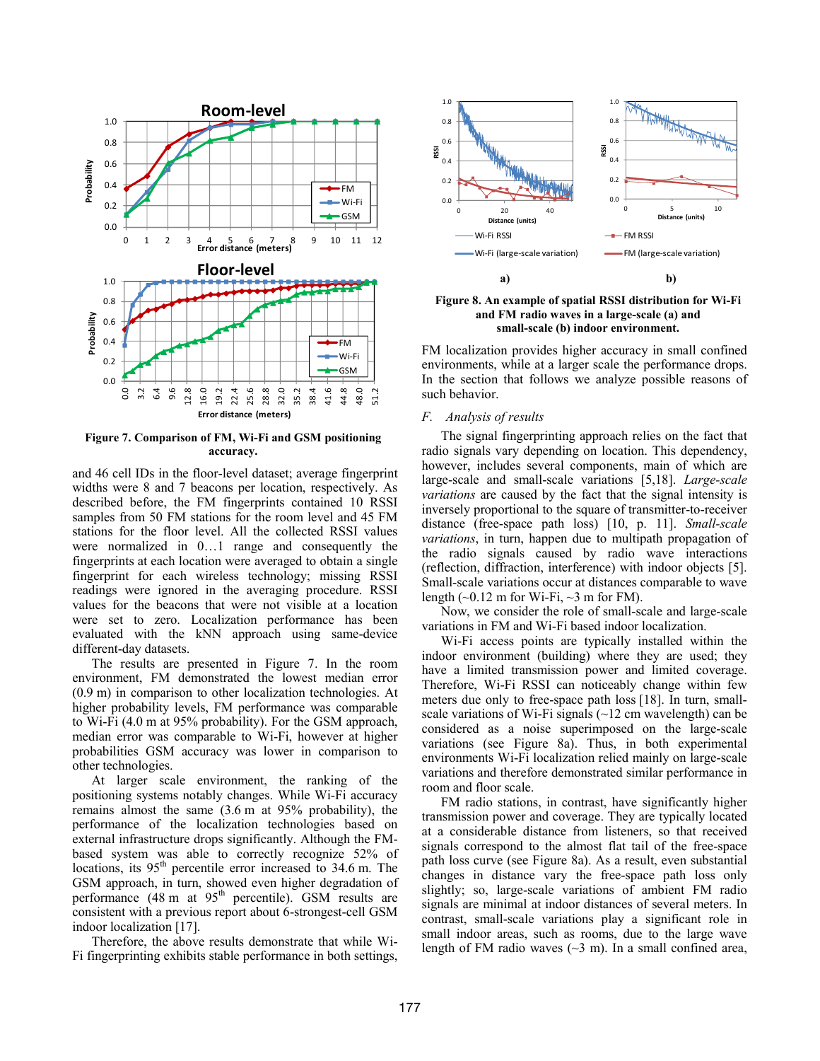Figure 7. Comparison of FM, Wi-Fi and GSM positioning accuracy.

and 46 cell IDs in the floor-level dataset; average fingerprint widths were 8 and 7 beacons per location, respectively. As described before, the FM fingerprints contained 10 RSSI samples from 50 FM stations for the room level and 45 FM stations for the floor level. All the collected RSSI values were normalized in 0…1 range and consequently the fingerprints at each location were averaged to obtain a single fingerprint for each wireless technology; missing RSSI readings were ignored in the averaging procedure. RSSI values for the beacons that were not visible at a location were set to zero. Localization performance has been evaluated with the kNN approach using same-device different-day datasets.

The results are presented in Figure 7. In the room environment, FM demonstrated the lowest median error (0.9 m) in comparison to other localization technologies. At higher probability levels, FM performance was comparable to Wi-Fi (4.0 m at 95% probability). For the GSM approach, median error was comparable to Wi-Fi, however at higher probabilities GSM accuracy was lower in comparison to other technologies.

At larger scale environment, the ranking of the positioning systems notably changes. While Wi-Fi accuracy remains almost the same (3.6 m at 95% probability), the performance of the localization technologies based on external infrastructure drops significantly. Although the FM-based system was able to correctly recognize 52% of locations, its 95[th] percentile error increased to 34.6 m. The GSM approach, in turn, showed even higher degradation of performance (48 m at 95[th] percentile). GSM results are consistent with a previous report about 6-strongest-cell GSM indoor localization [17].

Therefore, the above results demonstrate that while Wi-Fi fingerprinting exhibits stable performance in both settings,

Figure 8. An example of spatial RSSI distribution for Wi-Fi and FM radio waves in a large-scale (a) and small-scale (b) indoor environment.

FM localization provides higher accuracy in small confined environments, while at a larger scale the performance drops. In the section that follows we analyze possible reasons of such behavior.

### *F. Analysis of results*

The signal fingerprinting approach relies on the fact that radio signals vary depending on location. This dependency, however, includes several components, main of which are large-scale and small-scale variations [5,18]. *Large-scale variations* are caused by the fact that the signal intensity is inversely proportional to the square of transmitter-to-receiver distance (free-space path loss) [10, p. 11]. *Small-scale variations*, in turn, happen due to multipath propagation of the radio signals caused by radio wave interactions (reflection, diffraction, interference) with indoor objects [5]. Small-scale variations occur at distances comparable to wave length (~0.12 m for Wi-Fi, ~3 m for FM).

Now, we consider the role of small-scale and large-scale variations in FM and Wi-Fi based indoor localization.

Wi-Fi access points are typically installed within the indoor environment (building) where they are used; they have a limited transmission power and limited coverage. Therefore, Wi-Fi RSSI can noticeably change within few meters due only to free-space path loss [18]. In turn, small-scale variations of Wi-Fi signals (~12 cm wavelength) can be considered as a noise superimposed on the large-scale variations (see Figure 8a). Thus, in both experimental environments Wi-Fi localization relied mainly on large-scale variations and therefore demonstrated similar performance in room and floor scale.

FM radio stations, in contrast, have significantly higher transmission power and coverage. They are typically located at a considerable distance from listeners, so that received signals correspond to the almost flat tail of the free-space path loss curve (see Figure 8a). As a result, even substantial changes in distance vary the free-space path loss only slightly; so, large-scale variations of ambient FM radio signals are minimal at indoor distances of several meters. In contrast, small-scale variations play a significant role in small indoor areas, such as rooms, due to the large wave length of FM radio waves (~3 m). In a small confined area,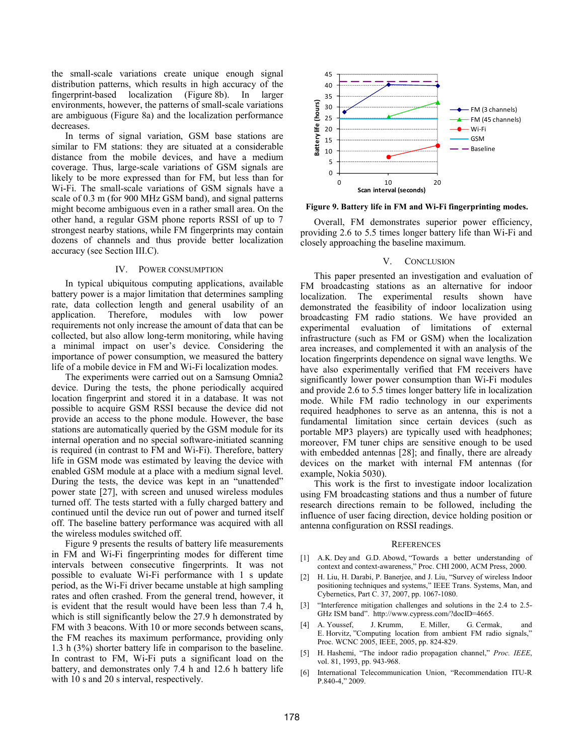the small-scale variations create unique enough signal distribution patterns, which results in high accuracy of the fingerprint-based localization (Figure 8b). In larger environments, however, the patterns of small-scale variations are ambiguous (Figure 8a) and the localization performance decreases.

In terms of signal variation, GSM base stations are similar to FM stations: they are situated at a considerable distance from the mobile devices, and have a medium coverage. Thus, large-scale variations of GSM signals are likely to be more expressed than for FM, but less than for Wi-Fi. The small-scale variations of GSM signals have a scale of 0.3 m (for 900 MHz GSM band), and signal patterns might become ambiguous even in a rather small area. On the other hand, a regular GSM phone reports RSSI of up to 7 strongest nearby stations, while FM fingerprints may contain dozens of channels and thus provide better localization accuracy (see Section III.C).

## IV. Power Consumption

In typical ubiquitous computing applications, available battery power is a major limitation that determines sampling rate, data collection length and general usability of an application. Therefore, modules with low power requirements not only increase the amount of data that can be collected, but also allow long-term monitoring, while having a minimal impact on user's device. Considering the importance of power consumption, we measured the battery life of a mobile device in FM and Wi-Fi localization modes.

The experiments were carried out on a Samsung Omnia2 device. During the tests, the phone periodically acquired location fingerprint and stored it in a database. It was not possible to acquire GSM RSSI because the device did not provide an access to the phone module. However, the base stations are automatically queried by the GSM module for its internal operation and no special software-initiated scanning is required (in contrast to FM and Wi-Fi). Therefore, battery life in GSM mode was estimated by leaving the device with enabled GSM module at a place with a medium signal level. During the tests, the device was kept in an "unattended" power state [27], with screen and unused wireless modules turned off. The tests started with a fully charged battery and continued until the device run out of power and turned itself off. The baseline battery performance was acquired with all the wireless modules switched off.

Figure 9 presents the results of battery life measurements in FM and Wi-Fi fingerprinting modes for different time intervals between consecutive fingerprints. It was not possible to evaluate Wi-Fi performance with 1 s update period, as the Wi-Fi driver became unstable at high sampling rates and often crashed. From the general trend, however, it is evident that the result would have been less than 7.4 h, which is still significantly below the 27.9 h demonstrated by FM with 3 beacons. With 10 or more seconds between scans, the FM reaches its maximum performance, providing only 1.3 h (3%) shorter battery life in comparison to the baseline. In contrast to FM, Wi-Fi puts a significant load on the battery, and demonstrates only 7.4 h and 12.6 h battery life with 10 s and 20 s interval, respectively.

Battery life (hours)
45
40
35
30
25
20
15
10
5
0
0
10
20
Scan interval (seconds)
FM (3 channels)
FM (45 channels)
Wi-Fi
GSM
Baseline

**Figure 9. Battery life in FM and Wi-Fi fingerprinting modes.**

Overall, FM demonstrates superior power efficiency, providing 2.6 to 5.5 times longer battery life than Wi-Fi and closely approaching the baseline maximum.

## V. Conclusion

This paper presented an investigation and evaluation of FM broadcasting stations as an alternative for indoor localization. The experimental results shown have demonstrated the feasibility of indoor localization using broadcasting FM radio stations. We have provided an experimental evaluation of limitations of external infrastructure (such as FM or GSM) when the localization area increases, and complemented it with an analysis of the location fingerprints dependence on signal wave lengths. We have also experimentally verified that FM receivers have significantly lower power consumption than Wi-Fi modules and provide 2.6 to 5.5 times longer battery life in localization mode. While FM radio technology in our experiments required headphones to serve as an antenna, this is not a fundamental limitation since certain devices (such as portable MP3 players) are typically used with headphones; moreover, FM tuner chips are sensitive enough to be used with embedded antennas [28]; and finally, there are already devices on the market with internal FM antennas (for example, Nokia 5030).

This work is the first to investigate indoor localization using FM broadcasting stations and thus a number of future research directions remain to be followed, including the influence of user facing direction, device holding position or antenna configuration on RSSI readings.

## References

[1] A.K. Dey and G.D. Abowd, "Towards a better understanding of context and context-awareness," Proc. CHI 2000, ACM Press, 2000.

[2] H. Liu, H. Darabi, P. Banerjee, and J. Liu, "Survey of wireless Indoor positioning techniques and systems," IEEE Trans. Systems, Man, and Cybernetics, Part C. 37, 2007, pp. 1067-1080.

[3] "Interference mitigation challenges and solutions in the 2.4 to 2.5-GHz ISM band". http://www.cypress.com/?docID=4665.

[4] A. Youssef, J. Krumm, E. Miller, G. Cermak, and E. Horvitz, "Computing location from ambient FM radio signals," Proc. WCNC 2005, IEEE, 2005, pp. 824-829.

[5] H. Hashemi, "The indoor radio propagation channel," *Proc. IEEE*, vol. 81, 1993, pp. 943-968.

[6] International Telecommunication Union, "Recommendation ITU-R P.840-4," 2009.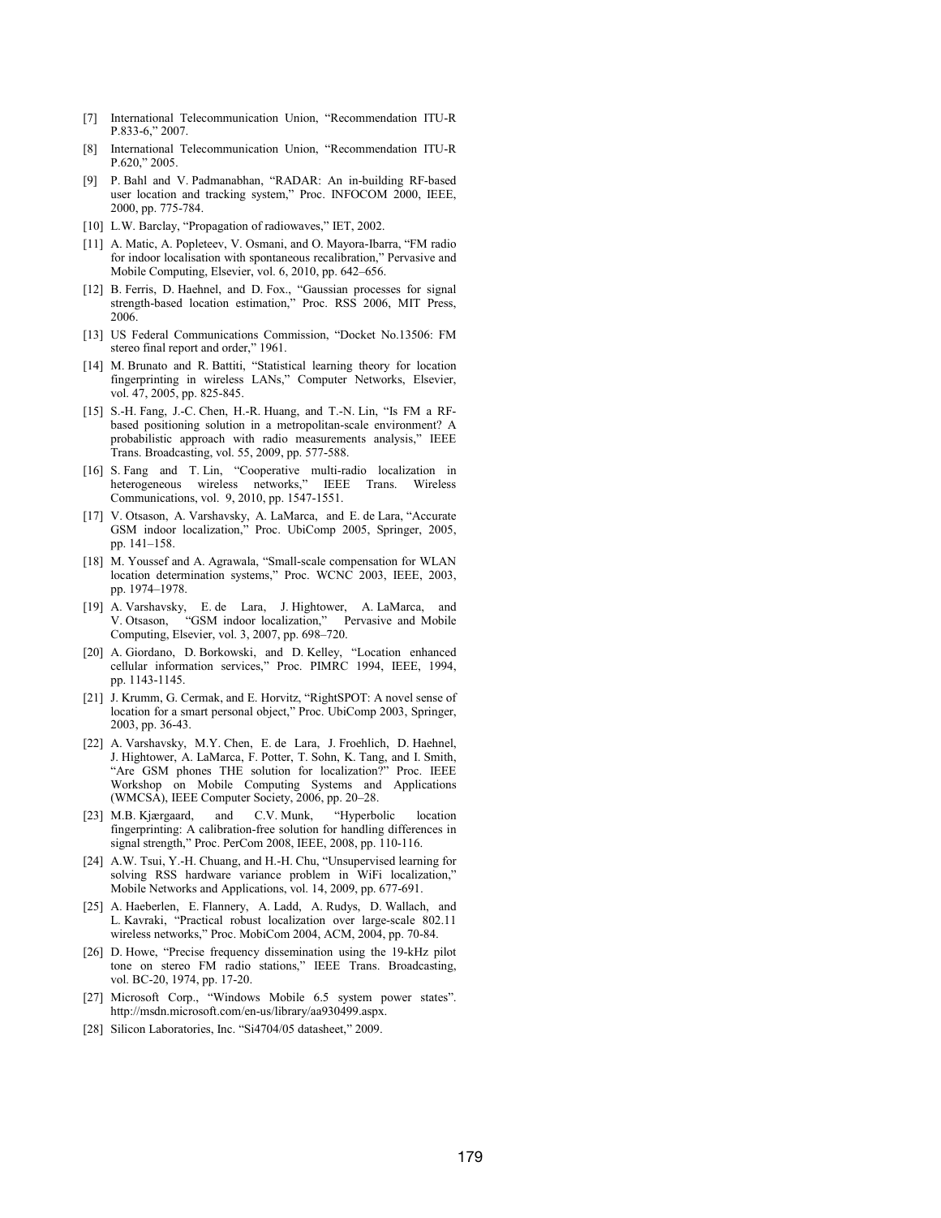[7] International Telecommunication Union, "Recommendation ITU-R P.833-6," 2007.

[8] International Telecommunication Union, "Recommendation ITU-R P.620," 2005.

[9] P. Bahl and V. Padmanabhan, "RADAR: An in-building RF-based user location and tracking system," Proc. INFOCOM 2000, IEEE, 2000, pp. 775-784.

[10] L.W. Barclay, "Propagation of radiowaves," IET, 2002.

[11] A. Matic, A. Popleteev, V. Osmani, and O. Mayora-Ibarra, "FM radio for indoor localisation with spontaneous recalibration," Pervasive and Mobile Computing, Elsevier, vol. 6, 2010, pp. 642–656.

[12] B. Ferris, D. Haehnel, and D. Fox., "Gaussian processes for signal strength-based location estimation," Proc. RSS 2006, MIT Press, 2006.

[13] US Federal Communications Commission, "Docket No.13506: FM stereo final report and order," 1961.

[14] M. Brunato and R. Battiti, "Statistical learning theory for location fingerprinting in wireless LANs," Computer Networks, Elsevier, vol. 47, 2005, pp. 825-845.

[15] S.-H. Fang, J.-C. Chen, H.-R. Huang, and T.-N. Lin, "Is FM a RF-based positioning solution in a metropolitan-scale environment? A probabilistic approach with radio measurements analysis," IEEE Trans. Broadcasting, vol. 55, 2009, pp. 577-588.

[16] S. Fang and T. Lin, "Cooperative multi-radio localization in heterogeneous wireless networks," IEEE Trans. Wireless Communications, vol. 9, 2010, pp. 1547-1551.

[17] V. Otsason, A. Varshavsky, A. LaMarca, and E. de Lara, "Accurate GSM indoor localization," Proc. UbiComp 2005, Springer, 2005, pp. 141–158.

[18] M. Youssef and A. Agrawala, "Small-scale compensation for WLAN location determination systems," Proc. WCNC 2003, IEEE, 2003, pp. 1974–1978.

[19] A. Varshavsky, E. de Lara, J. Hightower, A. LaMarca, and V. Otsason, "GSM indoor localization," Pervasive and Mobile Computing, Elsevier, vol. 3, 2007, pp. 698–720.

[20] A. Giordano, D. Borkowski, and D. Kelley, "Location enhanced cellular information services," Proc. PIMRC 1994, IEEE, 1994, pp. 1143-1145.

[21] J. Krumm, G. Cermak, and E. Horvitz, "RightSPOT: A novel sense of location for a smart personal object," Proc. UbiComp 2003, Springer, 2003, pp. 36-43.

[22] A. Varshavsky, M.Y. Chen, E. de Lara, J. Froehlich, D. Haehnel, J. Hightower, A. LaMarca, F. Potter, T. Sohn, K. Tang, and I. Smith, "Are GSM phones THE solution for localization?" Proc. IEEE Workshop on Mobile Computing Systems and Applications (WMCSA), IEEE Computer Society, 2006, pp. 20–28.

[23] M.B. Kjærgaard, and C.V. Munk, "Hyperbolic location fingerprinting: A calibration-free solution for handling differences in signal strength," Proc. PerCom 2008, IEEE, 2008, pp. 110-116.

[24] A.W. Tsui, Y.-H. Chuang, and H.-H. Chu, "Unsupervised learning for solving RSS hardware variance problem in WiFi localization," Mobile Networks and Applications, vol. 14, 2009, pp. 677-691.

[25] A. Haeberlen, E. Flannery, A. Ladd, A. Rudys, D. Wallach, and L. Kavraki, "Practical robust localization over large-scale 802.11 wireless networks," Proc. MobiCom 2004, ACM, 2004, pp. 70-84.

[26] D. Howe, "Precise frequency dissemination using the 19-kHz pilot tone on stereo FM radio stations," IEEE Trans. Broadcasting, vol. BC-20, 1974, pp. 17-20.

[27] Microsoft Corp., "Windows Mobile 6.5 system power states". http://msdn.microsoft.com/en-us/library/aa930499.aspx.

[28] Silicon Laboratories, Inc. "Si4704/05 datasheet," 2009.